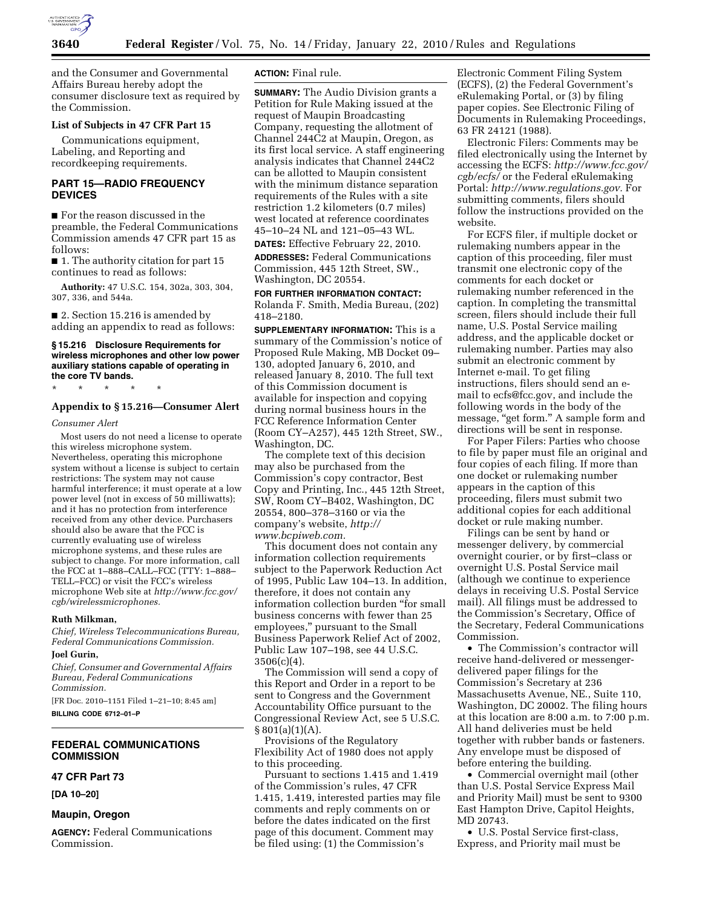and the Consumer and Governmental Affairs Bureau hereby adopt the consumer disclosure text as required by the Commission.

### List of Subjects in 47 CFR Part 15

Communications equipment, Labeling, and Reporting and recordkeeping requirements.

## PART 15—RADIO FREQUENCY DEVICES

■ For the reason discussed in the preamble, the Federal Communications Commission amends 47 CFR part 15 as follows:

■ 1. The authority citation for part 15 continues to read as follows:

**Authority:** 47 U.S.C. 154, 302a, 303, 304, 307, 336, and 544a.

■ 2. Section 15.216 is amended by adding an appendix to read as follows:

**§ 15.216 Disclosure Requirements for wireless microphones and other low power auxiliary stations capable of operating in the core TV bands.**

\* \* \* \* \*

### Appendix to § 15.216—Consumer Alert

*Consumer Alert*

Most users do not need a license to operate this wireless microphone system. Nevertheless, operating this microphone system without a license is subject to certain restrictions: The system may not cause harmful interference; it must operate at a low power level (not in excess of 50 milliwatts); and it has no protection from interference received from any other device. Purchasers should also be aware that the FCC is currently evaluating use of wireless microphone systems, and these rules are subject to change. For more information, call the FCC at 1–888–CALL–FCC (TTY: 1–888–TELL–FCC) or visit the FCC's wireless microphone Web site at *http://www.fcc.gov/cgb/wirelessmicrophones.*

**Ruth Milkman,**

*Chief, Wireless Telecommunications Bureau, Federal Communications Commission.*

**Joel Gurin,**

*Chief, Consumer and Governmental Affairs Bureau, Federal Communications Commission.*

[FR Doc. 2010–1151 Filed 1–21–10; 8:45 am]

**BILLING CODE 6712–01–P**

## FEDERAL COMMUNICATIONS COMMISSION

### 47 CFR Part 73

**[DA 10–20]**

### Maupin, Oregon

**AGENCY:** Federal Communications Commission.

**ACTION:** Final rule.

**SUMMARY:** The Audio Division grants a Petition for Rule Making issued at the request of Maupin Broadcasting Company, requesting the allotment of Channel 244C2 at Maupin, Oregon, as its first local service. A staff engineering analysis indicates that Channel 244C2 can be allotted to Maupin consistent with the minimum distance separation requirements of the Rules with a site restriction 1.2 kilometers (0.7 miles) west located at reference coordinates 45–10–24 NL and 121–05–43 WL.

**DATES:** Effective February 22, 2010.

**ADDRESSES:** Federal Communications Commission, 445 12th Street, SW., Washington, DC 20554.

**FOR FURTHER INFORMATION CONTACT:** Rolanda F. Smith, Media Bureau, (202) 418–2180.

**SUPPLEMENTARY INFORMATION:** This is a summary of the Commission's notice of Proposed Rule Making, MB Docket 09–130, adopted January 6, 2010, and released January 8, 2010. The full text of this Commission document is available for inspection and copying during normal business hours in the FCC Reference Information Center (Room CY–A257), 445 12th Street, SW., Washington, DC.

The complete text of this decision may also be purchased from the Commission's copy contractor, Best Copy and Printing, Inc., 445 12th Street, SW, Room CY–B402, Washington, DC 20554, 800–378–3160 or via the company's website, *http://www.bcpiweb.com.*

This document does not contain any information collection requirements subject to the Paperwork Reduction Act of 1995, Public Law 104–13. In addition, therefore, it does not contain any information collection burden "for small business concerns with fewer than 25 employees," pursuant to the Small Business Paperwork Relief Act of 2002, Public Law 107–198, see 44 U.S.C. 3506(c)(4).

The Commission will send a copy of this Report and Order in a report to be sent to Congress and the Government Accountability Office pursuant to the Congressional Review Act, see 5 U.S.C. § 801(a)(1)(A).

Provisions of the Regulatory Flexibility Act of 1980 does not apply to this proceeding.

Pursuant to sections 1.415 and 1.419 of the Commission's rules, 47 CFR 1.415, 1.419, interested parties may file comments and reply comments on or before the dates indicated on the first page of this document. Comment may be filed using: (1) the Commission's Electronic Comment Filing System (ECFS), (2) the Federal Government's eRulemaking Portal, or (3) by filing paper copies. See Electronic Filing of Documents in Rulemaking Proceedings, 63 FR 24121 (1988).

Electronic Filers: Comments may be filed electronically using the Internet by accessing the ECFS: *http://www.fcc.gov/cgb/ecfs/* or the Federal eRulemaking Portal: *http://www.regulations.gov.* For submitting comments, filers should follow the instructions provided on the website.

For ECFS filer, if multiple docket or rulemaking numbers appear in the caption of this proceeding, filer must transmit one electronic copy of the comments for each docket or rulemaking number referenced in the caption. In completing the transmittal screen, filers should include their full name, U.S. Postal Service mailing address, and the applicable docket or rulemaking number. Parties may also submit an electronic comment by Internet e-mail. To get filing instructions, filers should send an e-mail to ecfs@fcc.gov, and include the following words in the body of the message, "get form." A sample form and directions will be sent in response.

For Paper Filers: Parties who choose to file by paper must file an original and four copies of each filing. If more than one docket or rulemaking number appears in the caption of this proceeding, filers must submit two additional copies for each additional docket or rule making number.

Filings can be sent by hand or messenger delivery, by commercial overnight courier, or by first–class or overnight U.S. Postal Service mail (although we continue to experience delays in receiving U.S. Postal Service mail). All filings must be addressed to the Commission's Secretary, Office of the Secretary, Federal Communications Commission.

- The Commission's contractor will receive hand-delivered or messenger-delivered paper filings for the Commission's Secretary at 236 Massachusetts Avenue, NE., Suite 110, Washington, DC 20002. The filing hours at this location are 8:00 a.m. to 7:00 p.m. All hand deliveries must be held together with rubber bands or fasteners. Any envelope must be disposed of before entering the building.
- Commercial overnight mail (other than U.S. Postal Service Express Mail and Priority Mail) must be sent to 9300 East Hampton Drive, Capitol Heights, MD 20743.
- U.S. Postal Service first-class, Express, and Priority mail must be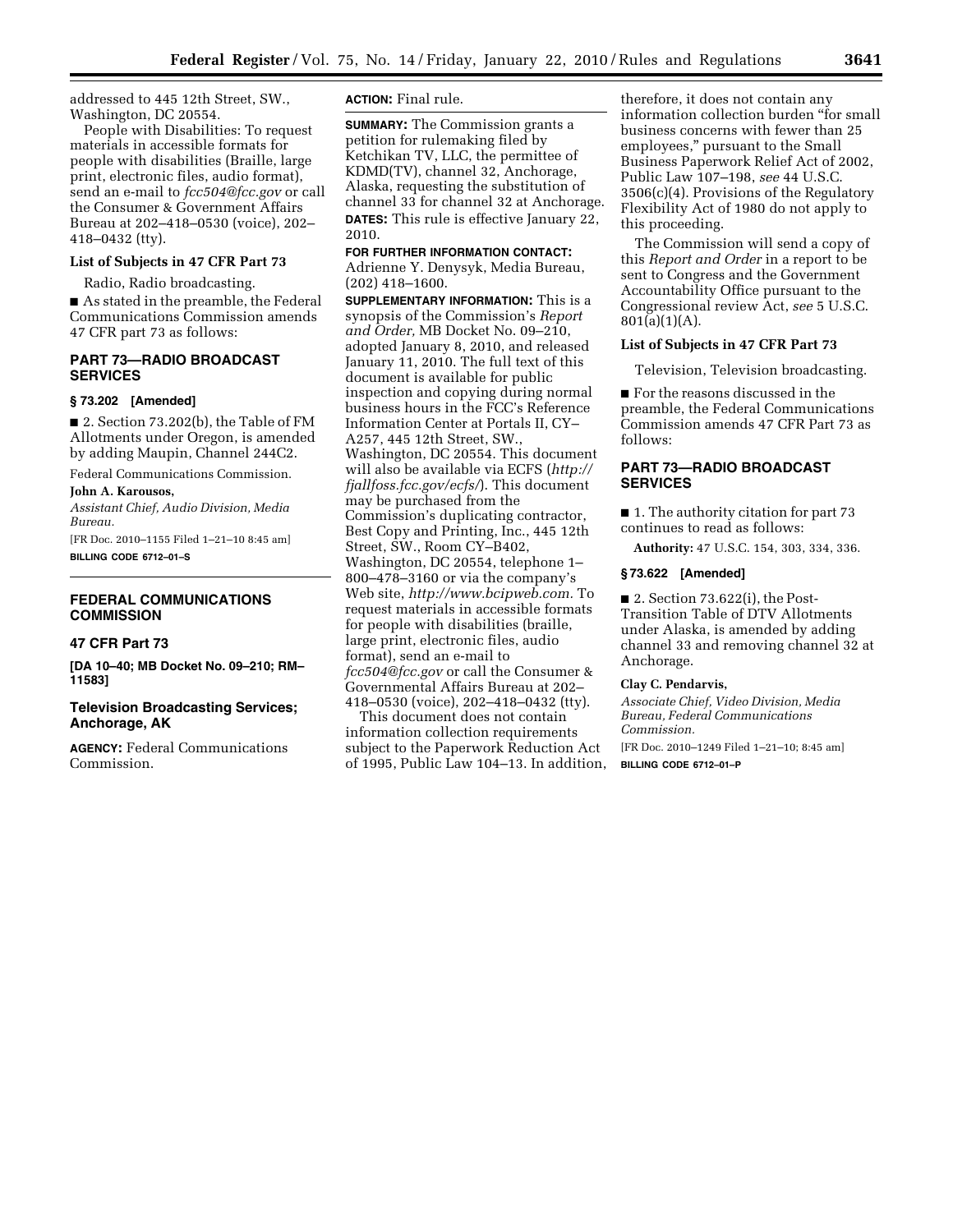addressed to 445 12th Street, SW., Washington, DC 20554.

People with Disabilities: To request materials in accessible formats for people with disabilities (Braille, large print, electronic files, audio format), send an e-mail to *fcc504@fcc.gov* or call the Consumer & Government Affairs Bureau at 202–418–0530 (voice), 202–418–0432 (tty).

### List of Subjects in 47 CFR Part 73

Radio, Radio broadcasting.

■ As stated in the preamble, the Federal Communications Commission amends 47 CFR part 73 as follows:

### PART 73—RADIO BROADCAST SERVICES

#### § 73.202 [Amended]

■ 2. Section 73.202(b), the Table of FM Allotments under Oregon, is amended by adding Maupin, Channel 244C2.

Federal Communications Commission.

**John A. Karousos,**

*Assistant Chief, Audio Division, Media Bureau.*

[FR Doc. 2010–1155 Filed 1–21–10 8:45 am]

**BILLING CODE 6712–01–S**

## FEDERAL COMMUNICATIONS COMMISSION

### 47 CFR Part 73

**[DA 10–40; MB Docket No. 09–210; RM–11583]**

### Television Broadcasting Services; Anchorage, AK

**AGENCY:** Federal Communications Commission.

**ACTION:** Final rule.

**SUMMARY:** The Commission grants a petition for rulemaking filed by Ketchikan TV, LLC, the permittee of KDMD(TV), channel 32, Anchorage, Alaska, requesting the substitution of channel 33 for channel 32 at Anchorage.

**DATES:** This rule is effective January 22, 2010.

**FOR FURTHER INFORMATION CONTACT:** Adrienne Y. Denysyk, Media Bureau, (202) 418–1600.

**SUPPLEMENTARY INFORMATION:** This is a synopsis of the Commission's *Report and Order,* MB Docket No. 09–210, adopted January 8, 2010, and released January 11, 2010. The full text of this document is available for public inspection and copying during normal business hours in the FCC's Reference Information Center at Portals II, CY–A257, 445 12th Street, SW., Washington, DC 20554. This document will also be available via ECFS (*http://fjallfoss.fcc.gov/ecfs/*). This document may be purchased from the Commission's duplicating contractor, Best Copy and Printing, Inc., 445 12th Street, SW., Room CY–B402, Washington, DC 20554, telephone 1–800–478–3160 or via the company's Web site, *http://www.bcipweb.com.* To request materials in accessible formats for people with disabilities (braille, large print, electronic files, audio format), send an e-mail to *fcc504@fcc.gov* or call the Consumer & Governmental Affairs Bureau at 202–418–0530 (voice), 202–418–0432 (tty).

This document does not contain information collection requirements subject to the Paperwork Reduction Act of 1995, Public Law 104–13. In addition, therefore, it does not contain any information collection burden "for small business concerns with fewer than 25 employees," pursuant to the Small Business Paperwork Relief Act of 2002, Public Law 107–198, *see* 44 U.S.C. 3506(c)(4). Provisions of the Regulatory Flexibility Act of 1980 do not apply to this proceeding.

The Commission will send a copy of this *Report and Order* in a report to be sent to Congress and the Government Accountability Office pursuant to the Congressional review Act, *see* 5 U.S.C. 801(a)(1)(A).

### List of Subjects in 47 CFR Part 73

Television, Television broadcasting.

■ For the reasons discussed in the preamble, the Federal Communications Commission amends 47 CFR Part 73 as follows:

### PART 73—RADIO BROADCAST SERVICES

■ 1. The authority citation for part 73 continues to read as follows:

**Authority:** 47 U.S.C. 154, 303, 334, 336.

#### § 73.622 [Amended]

■ 2. Section 73.622(i), the Post-Transition Table of DTV Allotments under Alaska, is amended by adding channel 33 and removing channel 32 at Anchorage.

**Clay C. Pendarvis,**

*Associate Chief, Video Division, Media Bureau, Federal Communications Commission.*

[FR Doc. 2010–1249 Filed 1–21–10; 8:45 am]

**BILLING CODE 6712–01–P**